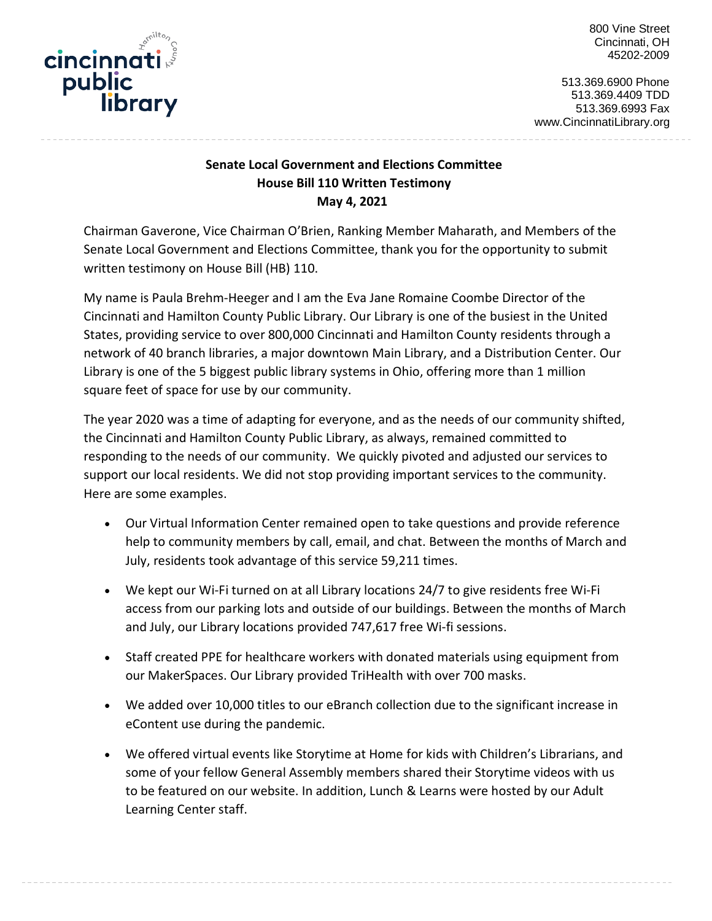cincinnati public library

800 Vine Street
Cincinnati, OH
45202-2009

513.369.6900 Phone
513.369.4409 TDD
513.369.6993 Fax
www.CincinnatiLibrary.org

**Senate Local Government and Elections Committee**
**House Bill 110 Written Testimony**
**May 4, 2021**

Chairman Gaverone, Vice Chairman O'Brien, Ranking Member Maharath, and Members of the Senate Local Government and Elections Committee, thank you for the opportunity to submit written testimony on House Bill (HB) 110.

My name is Paula Brehm-Heeger and I am the Eva Jane Romaine Coombe Director of the Cincinnati and Hamilton County Public Library. Our Library is one of the busiest in the United States, providing service to over 800,000 Cincinnati and Hamilton County residents through a network of 40 branch libraries, a major downtown Main Library, and a Distribution Center. Our Library is one of the 5 biggest public library systems in Ohio, offering more than 1 million square feet of space for use by our community.

The year 2020 was a time of adapting for everyone, and as the needs of our community shifted, the Cincinnati and Hamilton County Public Library, as always, remained committed to responding to the needs of our community. We quickly pivoted and adjusted our services to support our local residents. We did not stop providing important services to the community. Here are some examples.

- Our Virtual Information Center remained open to take questions and provide reference help to community members by call, email, and chat. Between the months of March and July, residents took advantage of this service 59,211 times.
- We kept our Wi-Fi turned on at all Library locations 24/7 to give residents free Wi-Fi access from our parking lots and outside of our buildings. Between the months of March and July, our Library locations provided 747,617 free Wi-fi sessions.
- Staff created PPE for healthcare workers with donated materials using equipment from our MakerSpaces. Our Library provided TriHealth with over 700 masks.
- We added over 10,000 titles to our eBranch collection due to the significant increase in eContent use during the pandemic.
- We offered virtual events like Storytime at Home for kids with Children's Librarians, and some of your fellow General Assembly members shared their Storytime videos with us to be featured on our website. In addition, Lunch & Learns were hosted by our Adult Learning Center staff.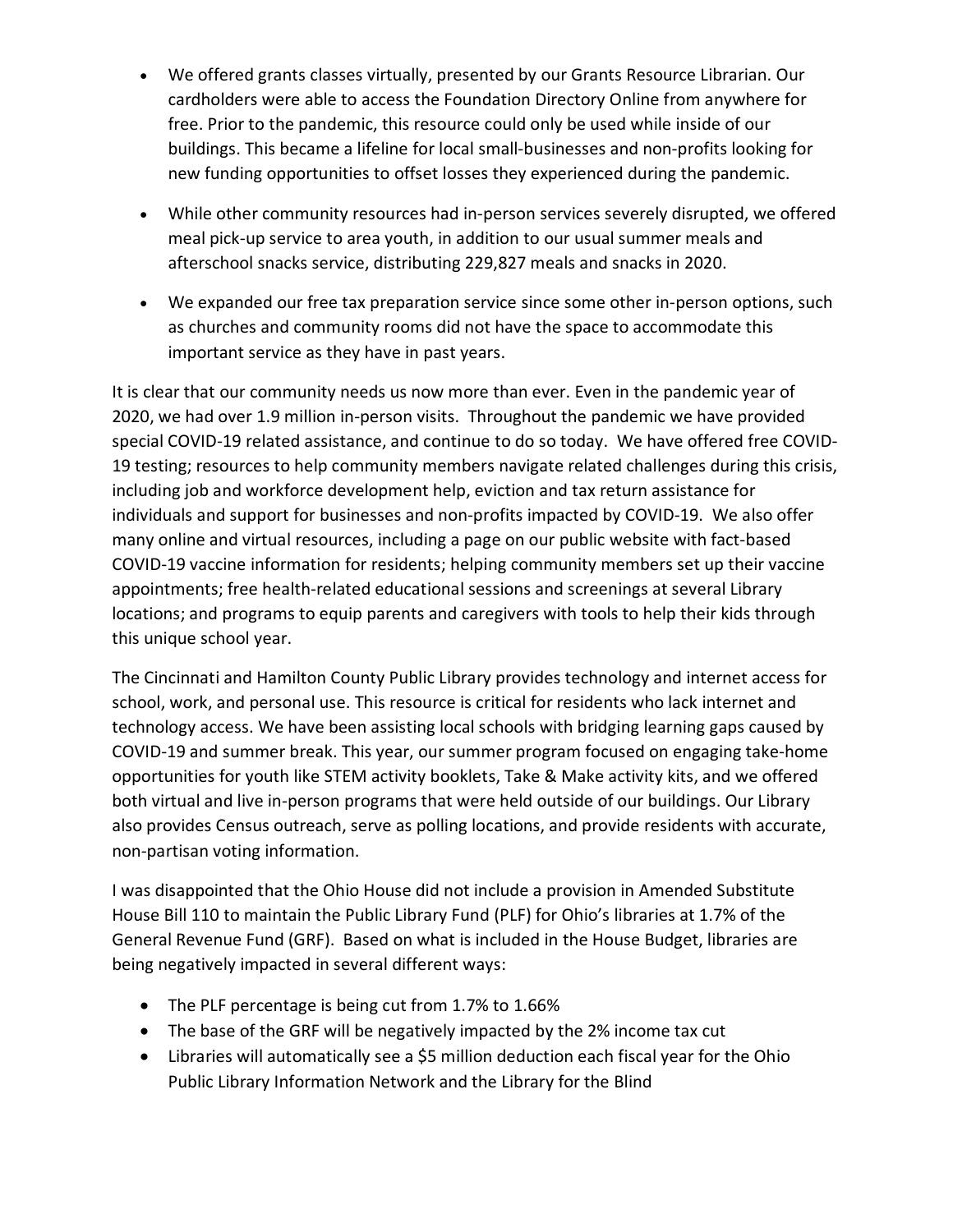- We offered grants classes virtually, presented by our Grants Resource Librarian. Our cardholders were able to access the Foundation Directory Online from anywhere for free. Prior to the pandemic, this resource could only be used while inside of our buildings. This became a lifeline for local small-businesses and non-profits looking for new funding opportunities to offset losses they experienced during the pandemic.

- While other community resources had in-person services severely disrupted, we offered meal pick-up service to area youth, in addition to our usual summer meals and afterschool snacks service, distributing 229,827 meals and snacks in 2020.

- We expanded our free tax preparation service since some other in-person options, such as churches and community rooms did not have the space to accommodate this important service as they have in past years.

It is clear that our community needs us now more than ever. Even in the pandemic year of 2020, we had over 1.9 million in-person visits. Throughout the pandemic we have provided special COVID-19 related assistance, and continue to do so today. We have offered free COVID-19 testing; resources to help community members navigate related challenges during this crisis, including job and workforce development help, eviction and tax return assistance for individuals and support for businesses and non-profits impacted by COVID-19. We also offer many online and virtual resources, including a page on our public website with fact-based COVID-19 vaccine information for residents; helping community members set up their vaccine appointments; free health-related educational sessions and screenings at several Library locations; and programs to equip parents and caregivers with tools to help their kids through this unique school year.

The Cincinnati and Hamilton County Public Library provides technology and internet access for school, work, and personal use. This resource is critical for residents who lack internet and technology access. We have been assisting local schools with bridging learning gaps caused by COVID-19 and summer break. This year, our summer program focused on engaging take-home opportunities for youth like STEM activity booklets, Take & Make activity kits, and we offered both virtual and live in-person programs that were held outside of our buildings. Our Library also provides Census outreach, serve as polling locations, and provide residents with accurate, non-partisan voting information.

I was disappointed that the Ohio House did not include a provision in Amended Substitute House Bill 110 to maintain the Public Library Fund (PLF) for Ohio's libraries at 1.7% of the General Revenue Fund (GRF). Based on what is included in the House Budget, libraries are being negatively impacted in several different ways:

- The PLF percentage is being cut from 1.7% to 1.66%
- The base of the GRF will be negatively impacted by the 2% income tax cut
- Libraries will automatically see a $5 million deduction each fiscal year for the Ohio Public Library Information Network and the Library for the Blind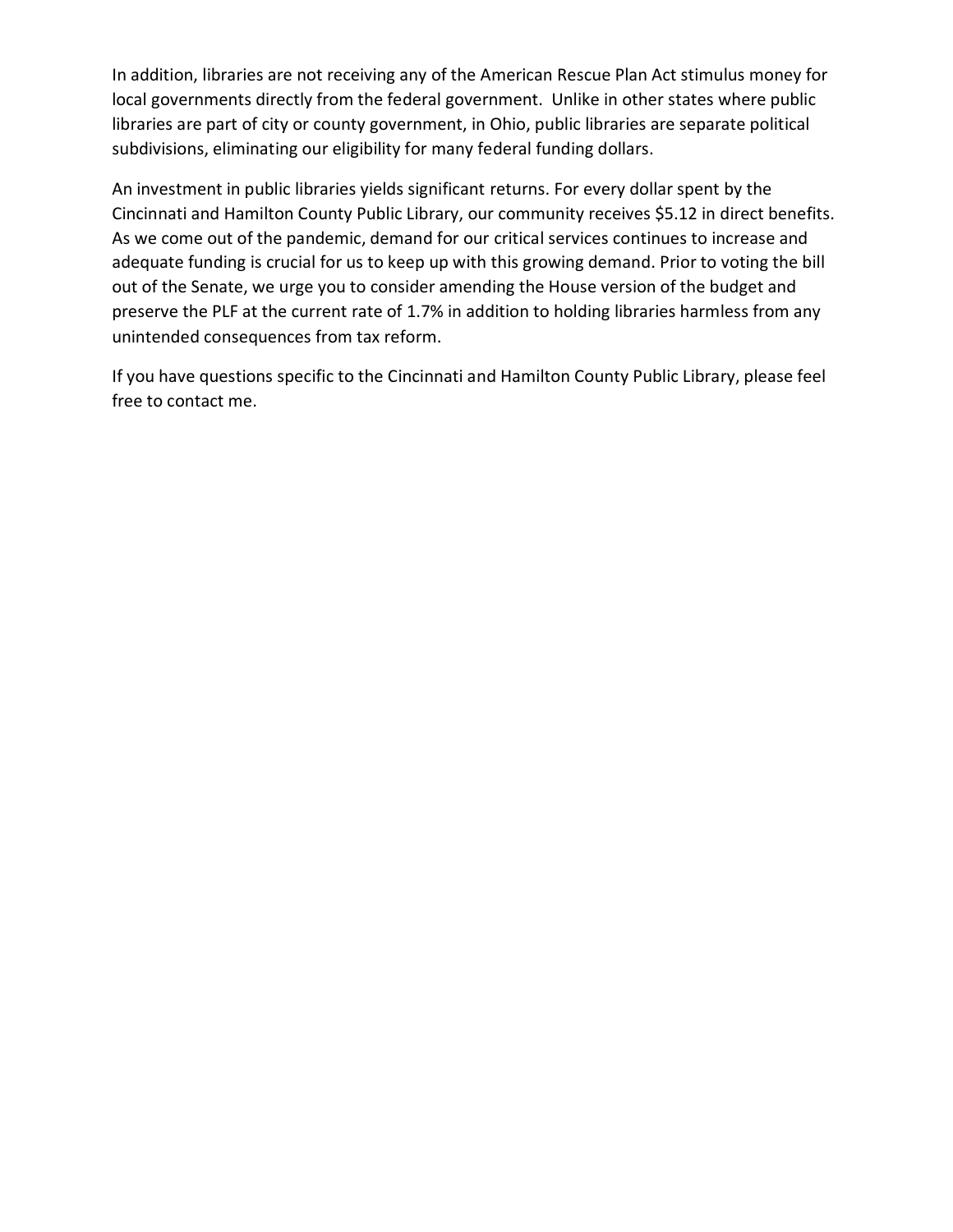In addition, libraries are not receiving any of the American Rescue Plan Act stimulus money for local governments directly from the federal government. Unlike in other states where public libraries are part of city or county government, in Ohio, public libraries are separate political subdivisions, eliminating our eligibility for many federal funding dollars.

An investment in public libraries yields significant returns. For every dollar spent by the Cincinnati and Hamilton County Public Library, our community receives $5.12 in direct benefits. As we come out of the pandemic, demand for our critical services continues to increase and adequate funding is crucial for us to keep up with this growing demand. Prior to voting the bill out of the Senate, we urge you to consider amending the House version of the budget and preserve the PLF at the current rate of 1.7% in addition to holding libraries harmless from any unintended consequences from tax reform.

If you have questions specific to the Cincinnati and Hamilton County Public Library, please feel free to contact me.